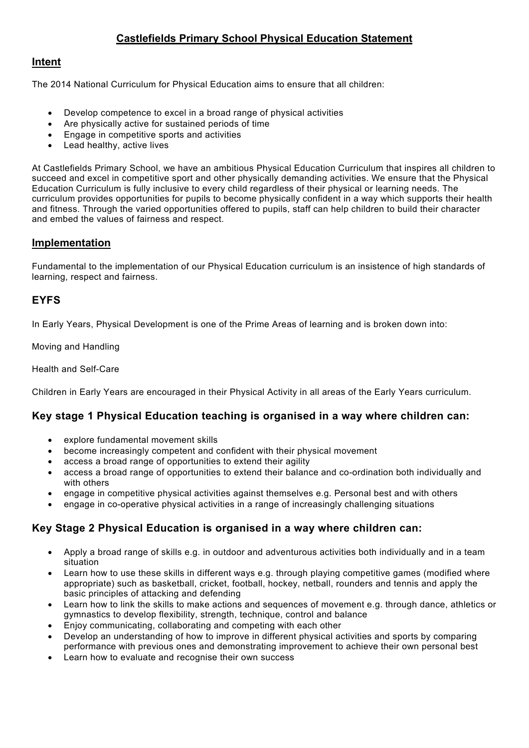# Castlefields Primary School Physical Education Statement

## Intent

The 2014 National Curriculum for Physical Education aims to ensure that all children:

- Develop competence to excel in a broad range of physical activities
- Are physically active for sustained periods of time
- Engage in competitive sports and activities
- Lead healthy, active lives

At Castlefields Primary School, we have an ambitious Physical Education Curriculum that inspires all children to succeed and excel in competitive sport and other physically demanding activities. We ensure that the Physical Education Curriculum is fully inclusive to every child regardless of their physical or learning needs. The curriculum provides opportunities for pupils to become physically confident in a way which supports their health and fitness. Through the varied opportunities offered to pupils, staff can help children to build their character and embed the values of fairness and respect.

## Implementation

Fundamental to the implementation of our Physical Education curriculum is an insistence of high standards of learning, respect and fairness.

## EYFS

In Early Years, Physical Development is one of the Prime Areas of learning and is broken down into:

Moving and Handling

Health and Self-Care

Children in Early Years are encouraged in their Physical Activity in all areas of the Early Years curriculum.

### Key stage 1 Physical Education teaching is organised in a way where children can:

- explore fundamental movement skills
- become increasingly competent and confident with their physical movement
- access a broad range of opportunities to extend their agility
- access a broad range of opportunities to extend their balance and co-ordination both individually and with others
- engage in competitive physical activities against themselves e.g. Personal best and with others
- engage in co-operative physical activities in a range of increasingly challenging situations

### Key Stage 2 Physical Education is organised in a way where children can:

- Apply a broad range of skills e.g. in outdoor and adventurous activities both individually and in a team situation
- Learn how to use these skills in different ways e.g. through playing competitive games (modified where appropriate) such as basketball, cricket, football, hockey, netball, rounders and tennis and apply the basic principles of attacking and defending
- Learn how to link the skills to make actions and sequences of movement e.g. through dance, athletics or gymnastics to develop flexibility, strength, technique, control and balance
- Enjoy communicating, collaborating and competing with each other
- Develop an understanding of how to improve in different physical activities and sports by comparing performance with previous ones and demonstrating improvement to achieve their own personal best
- Learn how to evaluate and recognise their own success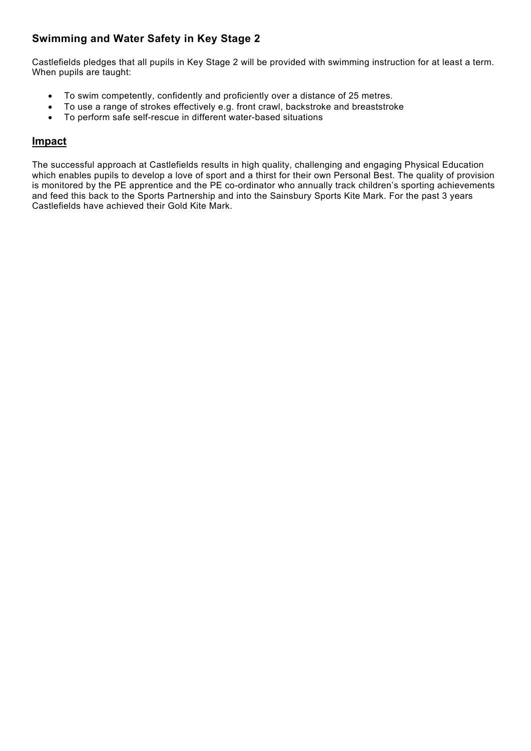## Swimming and Water Safety in Key Stage 2

Castlefields pledges that all pupils in Key Stage 2 will be provided with swimming instruction for at least a term. When pupils are taught:

- To swim competently, confidently and proficiently over a distance of 25 metres.
- To use a range of strokes effectively e.g. front crawl, backstroke and breaststroke
- To perform safe self-rescue in different water-based situations

## **Impact**

The successful approach at Castlefields results in high quality, challenging and engaging Physical Education which enables pupils to develop a love of sport and a thirst for their own Personal Best. The quality of provision is monitored by the PE apprentice and the PE co-ordinator who annually track children's sporting achievements and feed this back to the Sports Partnership and into the Sainsbury Sports Kite Mark. For the past 3 years Castlefields have achieved their Gold Kite Mark.